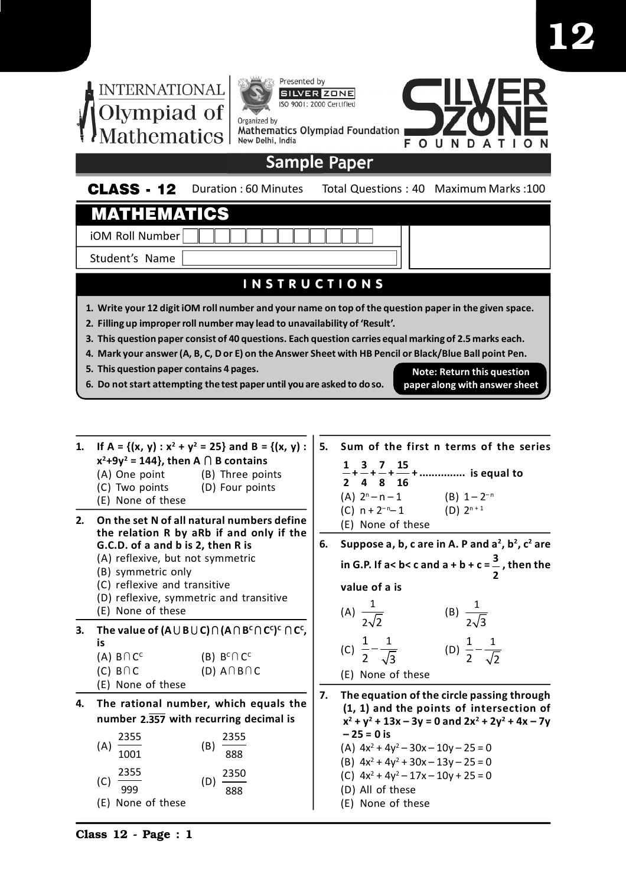INTERNATIONAL Olympiad of Mathematics

Presented by SILVER ZONE ISO 9001: 2000 Certified

Organized by Mathematics Olympiad Foundation New Delhi, India

SILVER ZONE FOUNDATION

## Sample Paper

**CLASS - 12** Duration : 60 Minutes Total Questions : 40 Maximum Marks :100

# MATHEMATICS

iOM Roll Number

Student's Name

## INSTRUCTIONS

1. **Write your 12 digit iOM roll number and your name on top of the question paper in the given space.**
2. **Filling up improper roll number may lead to unavailability of 'Result'.**
3. **This question paper consist of 40 questions. Each question carries equal marking of 2.5 marks each.**
4. **Mark your answer (A, B, C, D or E) on the Answer Sheet with HB Pencil or Black/Blue Ball point Pen.**
5. **This question paper contains 4 pages.**
6. **Do not start attempting the test paper until you are asked to do so.**

**Note: Return this question paper along with answer sheet**

---

**1. If $A = \{(x, y) : x^2 + y^2 = 25\}$ and $B = \{(x, y) : x^2+9y^2 = 144\}$, then $A \cap B$ contains**

(A) One point (B) Three points
(C) Two points (D) Four points
(E) None of these

**2. On the set N of all natural numbers define the relation R by aRb if and only if the G.C.D. of a and b is 2, then R is**

(A) reflexive, but not symmetric
(B) symmetric only
(C) reflexive and transitive
(D) reflexive, symmetric and transitive
(E) None of these

**3. The value of $(A \cup B \cup C) \cap (A \cap B^c \cap C^c)^c \cap C^c$, is**

(A) $B \cap C^c$ (B) $B^c \cap C^c$
(C) $B \cap C$ (D) $A \cap B \cap C$
(E) None of these

**4. The rational number, which equals the number $2.\overline{357}$ with recurring decimal is**

(A) $\frac{2355}{1001}$ (B) $\frac{2355}{888}$
(C) $\frac{2355}{999}$ (D) $\frac{2350}{888}$
(E) None of these

**5. Sum of the first n terms of the series $\frac{1}{2}+\frac{3}{4}+\frac{7}{8}+\frac{15}{16}+$ ............... is equal to**

(A) $2^n - n - 1$ (B) $1 - 2^{-n}$
(C) $n + 2^{-n} - 1$ (D) $2^{n+1}$
(E) None of these

**6. Suppose a, b, c are in A. P and $a^2, b^2, c^2$ are in G.P. If $a < b < c$ and $a + b + c = \frac{3}{2}$, then the value of a is**

(A) $\frac{1}{2\sqrt{2}}$ (B) $\frac{1}{2\sqrt{3}}$
(C) $\frac{1}{2}-\frac{1}{\sqrt{3}}$ (D) $\frac{1}{2}-\frac{1}{\sqrt{2}}$
(E) None of these

**7. The equation of the circle passing through (1, 1) and the points of intersection of $x^2 + y^2 + 13x - 3y = 0$ and $2x^2 + 2y^2 + 4x - 7y - 25 = 0$ is**

(A) $4x^2 + 4y^2 - 30x - 10y - 25 = 0$
(B) $4x^2 + 4y^2 + 30x - 13y - 25 = 0$
(C) $4x^2 + 4y^2 - 17x - 10y + 25 = 0$
(D) All of these
(E) None of these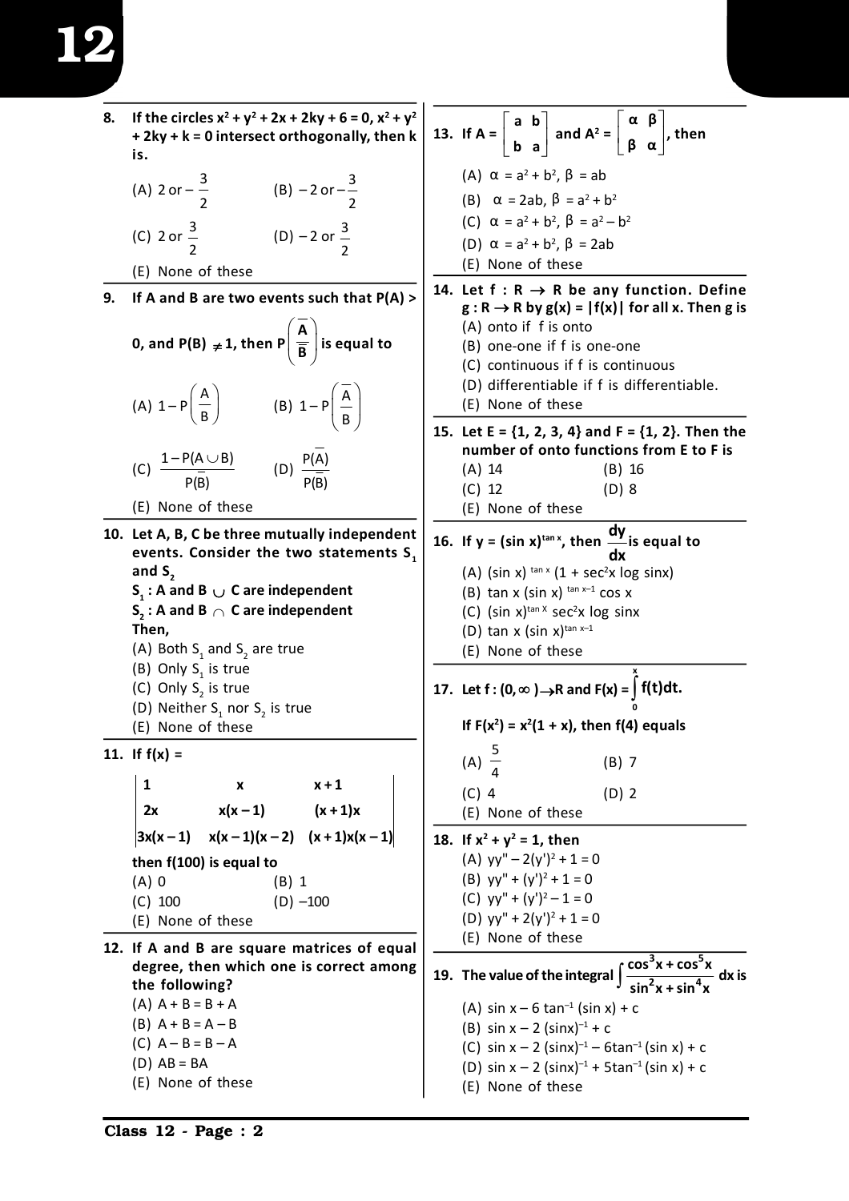**8. If the circles $x^2 + y^2 + 2x + 2ky + 6 = 0$, $x^2 + y^2 + 2ky + k = 0$ intersect orthogonally, then k is.**

(A) $2$ or $-\dfrac{3}{2}$ (B) $-2$ or $-\dfrac{3}{2}$

(C) $2$ or $\dfrac{3}{2}$ (D) $-2$ or $\dfrac{3}{2}$

(E) None of these

**9. If A and B are two events such that P(A) > 0, and P(B) $\neq$ 1, then $P\left(\dfrac{\overline{A}}{\overline{B}}\right)$ is equal to**

(A) $1 - P\left(\dfrac{A}{B}\right)$ (B) $1 - P\left(\dfrac{\overline{A}}{B}\right)$

(C) $\dfrac{1 - P(A \cup B)}{P(\overline{B})}$ (D) $\dfrac{P(\overline{A})}{P(\overline{B})}$

(E) None of these

**10. Let A, B, C be three mutually independent events. Consider the two statements $S_1$ and $S_2$**

**$S_1$ : A and B $\cup$ C are independent**

**$S_2$ : A and B $\cap$ C are independent**

**Then,**

(A) Both $S_1$ and $S_2$ are true

(B) Only $S_1$ is true

(C) Only $S_2$ is true

(D) Neither $S_1$ nor $S_2$ is true

(E) None of these

**11. If f(x) =**

$$\begin{vmatrix} 1 & x & x+1 \\ 2x & x(x-1) & (x+1)x \\ 3x(x-1) & x(x-1)(x-2) & (x+1)x(x-1) \end{vmatrix}$$

**then f(100) is equal to**

(A) 0 (B) 1

(C) 100 (D) –100

(E) None of these

**12. If A and B are square matrices of equal degree, then which one is correct among the following?**

(A) A + B = B + A

(B) A + B = A – B

(C) A – B = B – A

(D) AB = BA

(E) None of these

**13. If $A = \begin{bmatrix} a & b \\ b & a \end{bmatrix}$ and $A^2 = \begin{bmatrix} \alpha & \beta \\ \beta & \alpha \end{bmatrix}$, then**

(A) $\alpha = a^2 + b^2$, $\beta = ab$

(B) $\alpha = 2ab$, $\beta = a^2 + b^2$

(C) $\alpha = a^2 + b^2$, $\beta = a^2 - b^2$

(D) $\alpha = a^2 + b^2$, $\beta = 2ab$

(E) None of these

**14. Let f : R $\rightarrow$ R be any function. Define g : R $\rightarrow$ R by g(x) = |f(x)| for all x. Then g is**

(A) onto if f is onto

(B) one-one if f is one-one

(C) continuous if f is continuous

(D) differentiable if f is differentiable.

(E) None of these

**15. Let E = {1, 2, 3, 4} and F = {1, 2}. Then the number of onto functions from E to F is**

(A) 14 (B) 16

(C) 12 (D) 8

(E) None of these

**16. If $y = (\sin x)^{\tan x}$, then $\dfrac{dy}{dx}$ is equal to**

(A) $(\sin x)^{\tan x}(1 + \sec^2 x \log \sin x)$

(B) $\tan x (\sin x)^{\tan x - 1} \cos x$

(C) $(\sin x)^{\tan x} \sec^2 x \log \sin x$

(D) $\tan x (\sin x)^{\tan x - 1}$

(E) None of these

**17. Let f : $(0, \infty) \rightarrow R$ and $F(x) = \displaystyle\int_0^x f(t)dt$.**

**If $F(x^2) = x^2(1 + x)$, then f(4) equals**

(A) $\dfrac{5}{4}$ (B) 7

(C) 4 (D) 2

(E) None of these

**18. If $x^2 + y^2 = 1$, then**

(A) $yy'' - 2(y')^2 + 1 = 0$

(B) $yy'' + (y')^2 + 1 = 0$

(C) $yy'' + (y')^2 - 1 = 0$

(D) $yy'' + 2(y')^2 + 1 = 0$

(E) None of these

**19. The value of the integral $\displaystyle\int \frac{\cos^3 x + \cos^5 x}{\sin^2 x + \sin^4 x}\, dx$ is**

(A) $\sin x - 6\tan^{-1}(\sin x) + c$

(B) $\sin x - 2(\sin x)^{-1} + c$

(C) $\sin x - 2(\sin x)^{-1} - 6\tan^{-1}(\sin x) + c$

(D) $\sin x - 2(\sin x)^{-1} + 5\tan^{-1}(\sin x) + c$

(E) None of these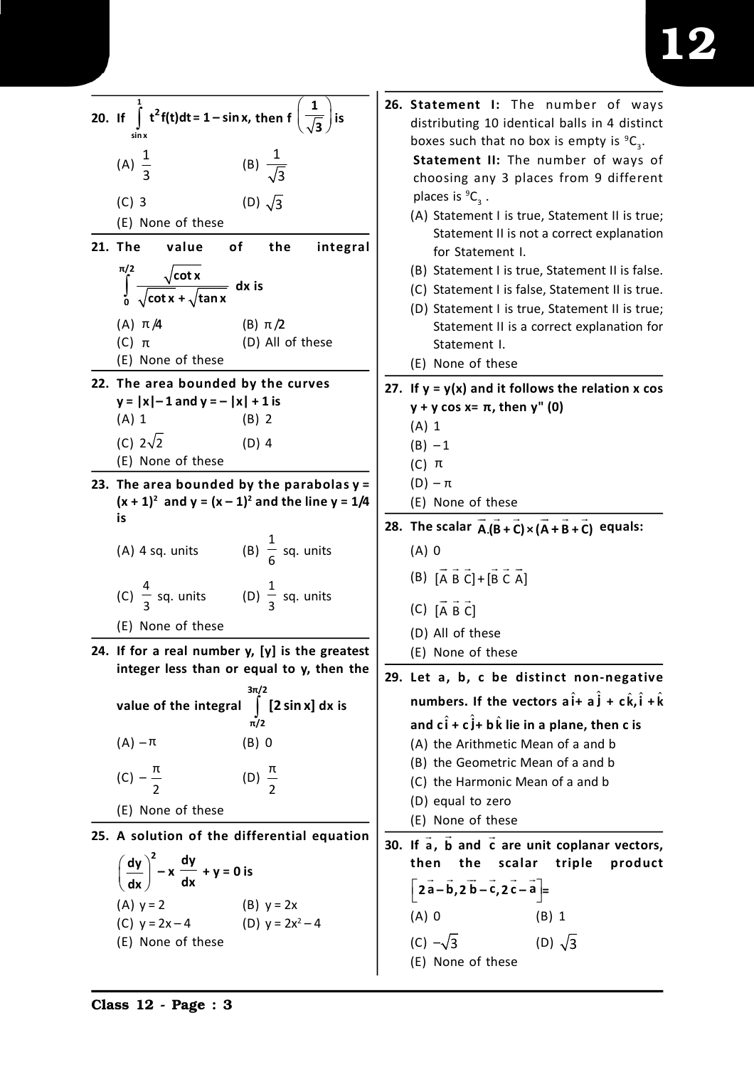**20.** If $\int_{\sin x}^{1} t^2 f(t)dt = 1 - \sin x$, then $f\left(\frac{1}{\sqrt{3}}\right)$ is

(A) $\frac{1}{3}$ (B) $\frac{1}{\sqrt{3}}$

(C) 3 (D) $\sqrt{3}$

(E) None of these

**21.** The value of the integral $\int_{0}^{\pi/2} \frac{\sqrt{\cot x}}{\sqrt{\cot x} + \sqrt{\tan x}} dx$ is

(A) $\pi/4$ (B) $\pi/2$

(C) $\pi$ (D) All of these

(E) None of these

**22.** The area bounded by the curves $y = |x| - 1$ and $y = -|x| + 1$ is

(A) 1 (B) 2

(C) $2\sqrt{2}$ (D) 4

(E) None of these

**23.** The area bounded by the parabolas $y = (x + 1)^2$ and $y = (x - 1)^2$ and the line $y = 1/4$ is

(A) 4 sq. units (B) $\frac{1}{6}$ sq. units

(C) $\frac{4}{3}$ sq. units (D) $\frac{1}{3}$ sq. units

(E) None of these

**24.** If for a real number y, [y] is the greatest integer less than or equal to y, then the value of the integral $\int_{\pi/2}^{3\pi/2} [2\sin x]\, dx$ is

(A) $-\pi$ (B) 0

(C) $-\frac{\pi}{2}$ (D) $\frac{\pi}{2}$

(E) None of these

**25.** A solution of the differential equation $\left(\frac{dy}{dx}\right)^2 - x\frac{dy}{dx} + y = 0$ is

(A) $y = 2$ (B) $y = 2x$

(C) $y = 2x - 4$ (D) $y = 2x^2 - 4$

(E) None of these

**26.** **Statement I:** The number of ways distributing 10 identical balls in 4 distinct boxes such that no box is empty is ${}^{9}C_{3}$.

**Statement II:** The number of ways of choosing any 3 places from 9 different places is ${}^{9}C_{3}$.

(A) Statement I is true, Statement II is true; Statement II is not a correct explanation for Statement I.

(B) Statement I is true, Statement II is false.

(C) Statement I is false, Statement II is true.

(D) Statement I is true, Statement II is true; Statement II is a correct explanation for Statement I.

(E) None of these

**27.** If $y = y(x)$ and it follows the relation $x\cos y + y\cos x = \pi$, then $y''(0)$

(A) 1

(B) $-1$

(C) $\pi$

(D) $-\pi$

(E) None of these

**28.** The scalar $\vec{A}.(\vec{B} + \vec{C}) \times (\vec{A} + \vec{B} + \vec{C})$ equals:

(A) 0

(B) $[\vec{A}\ \vec{B}\ \vec{C}] + [\vec{B}\ \vec{C}\ \vec{A}]$

(C) $[\vec{A}\ \vec{B}\ \vec{C}]$

(D) All of these

(E) None of these

**29.** Let a, b, c be distinct non-negative numbers. If the vectors $a\hat{i} + a\hat{j} + c\hat{k}, \hat{i} + \hat{k}$ and $c\hat{i} + c\hat{j} + b\hat{k}$ lie in a plane, then c is

(A) the Arithmetic Mean of a and b

(B) the Geometric Mean of a and b

(C) the Harmonic Mean of a and b

(D) equal to zero

(E) None of these

**30.** If $\vec{a}$, $\vec{b}$ and $\vec{c}$ are unit coplanar vectors, then the scalar triple product $\left[2\vec{a} - \vec{b}, 2\vec{b} - \vec{c}, 2\vec{c} - \vec{a}\right] =$

(A) 0 (B) 1

(C) $-\sqrt{3}$ (D) $\sqrt{3}$

(E) None of these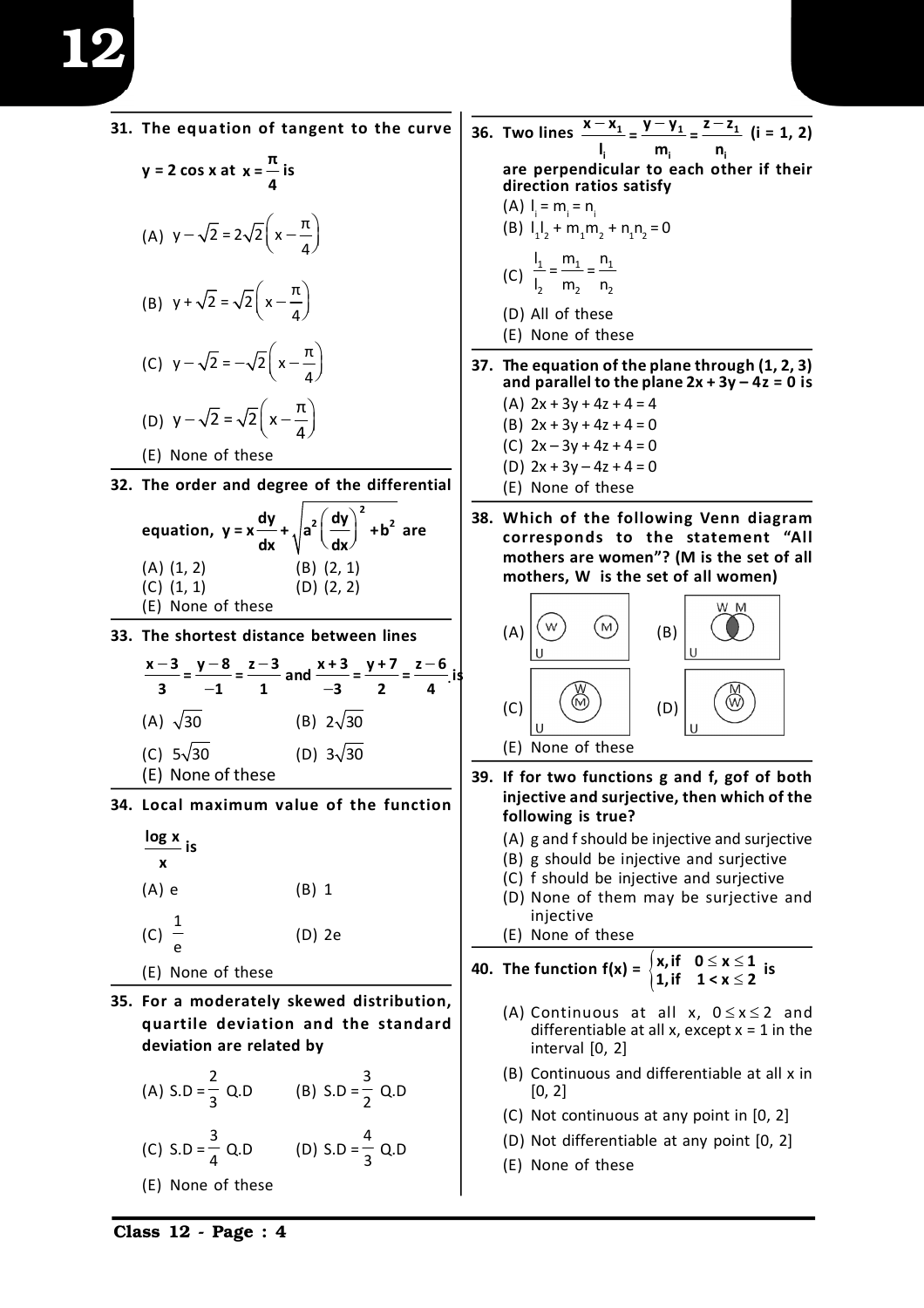**31. The equation of tangent to the curve $y = 2\cos x$ at $x = \dfrac{\pi}{4}$ is**

(A) $y - \sqrt{2} = 2\sqrt{2}\left(x - \dfrac{\pi}{4}\right)$

(B) $y + \sqrt{2} = \sqrt{2}\left(x - \dfrac{\pi}{4}\right)$

(C) $y - \sqrt{2} = -\sqrt{2}\left(x - \dfrac{\pi}{4}\right)$

(D) $y - \sqrt{2} = \sqrt{2}\left(x - \dfrac{\pi}{4}\right)$

(E) None of these

**32. The order and degree of the differential equation, $y = x\dfrac{dy}{dx} + \sqrt{a^2\left(\dfrac{dy}{dx}\right)^2 + b^2}$ are**

(A) (1, 2)
(B) (2, 1)
(C) (1, 1)
(D) (2, 2)
(E) None of these

**33. The shortest distance between lines $\dfrac{x-3}{3} = \dfrac{y-8}{-1} = \dfrac{z-3}{1}$ and $\dfrac{x+3}{-3} = \dfrac{y+7}{2} = \dfrac{z-6}{4}$ is**

(A) $\sqrt{30}$
(B) $2\sqrt{30}$
(C) $5\sqrt{30}$
(D) $3\sqrt{30}$
(E) None of these

**34. Local maximum value of the function $\dfrac{\log x}{x}$ is**

(A) e
(B) 1
(C) $\dfrac{1}{e}$
(D) 2e
(E) None of these

**35. For a moderately skewed distribution, quartile deviation and the standard deviation are related by**

(A) S.D = $\dfrac{2}{3}$ Q.D
(B) S.D = $\dfrac{3}{2}$ Q.D
(C) S.D = $\dfrac{3}{4}$ Q.D
(D) S.D = $\dfrac{4}{3}$ Q.D
(E) None of these

**36. Two lines $\dfrac{x - x_1}{l_i} = \dfrac{y - y_1}{m_i} = \dfrac{z - z_1}{n_i}$ (i = 1, 2) are perpendicular to each other if their direction ratios satisfy**

(A) $l_i = m_i = n_i$
(B) $l_1 l_2 + m_1 m_2 + n_1 n_2 = 0$
(C) $\dfrac{l_1}{l_2} = \dfrac{m_1}{m_2} = \dfrac{n_1}{n_2}$
(D) All of these
(E) None of these

**37. The equation of the plane through (1, 2, 3) and parallel to the plane $2x + 3y - 4z = 0$ is**

(A) $2x + 3y + 4z + 4 = 4$
(B) $2x + 3y + 4z + 4 = 0$
(C) $2x - 3y + 4z + 4 = 0$
(D) $2x + 3y - 4z + 4 = 0$
(E) None of these

**38. Which of the following Venn diagram corresponds to the statement "All mothers are women"? (M is the set of all mothers, W is the set of all women)**

(A) U: W M (separate circles)
(B) U: W M (overlapping circles)
(C) U: W (M inside)
(D) U: M (W inside)
(E) None of these

**39. If for two functions g and f, gof of both injective and surjective, then which of the following is true?**

(A) g and f should be injective and surjective
(B) g should be injective and surjective
(C) f should be injective and surjective
(D) None of them may be surjective and injective
(E) None of these

**40. The function $f(x) = \begin{cases} x, \text{if } & 0 \le x \le 1 \\ 1, \text{if } & 1 < x \le 2 \end{cases}$ is**

(A) Continuous at all x, $0 \le x \le 2$ and differentiable at all x, except x = 1 in the interval [0, 2]
(B) Continuous and differentiable at all x in [0, 2]
(C) Not continuous at any point in [0, 2]
(D) Not differentiable at any point [0, 2]
(E) None of these